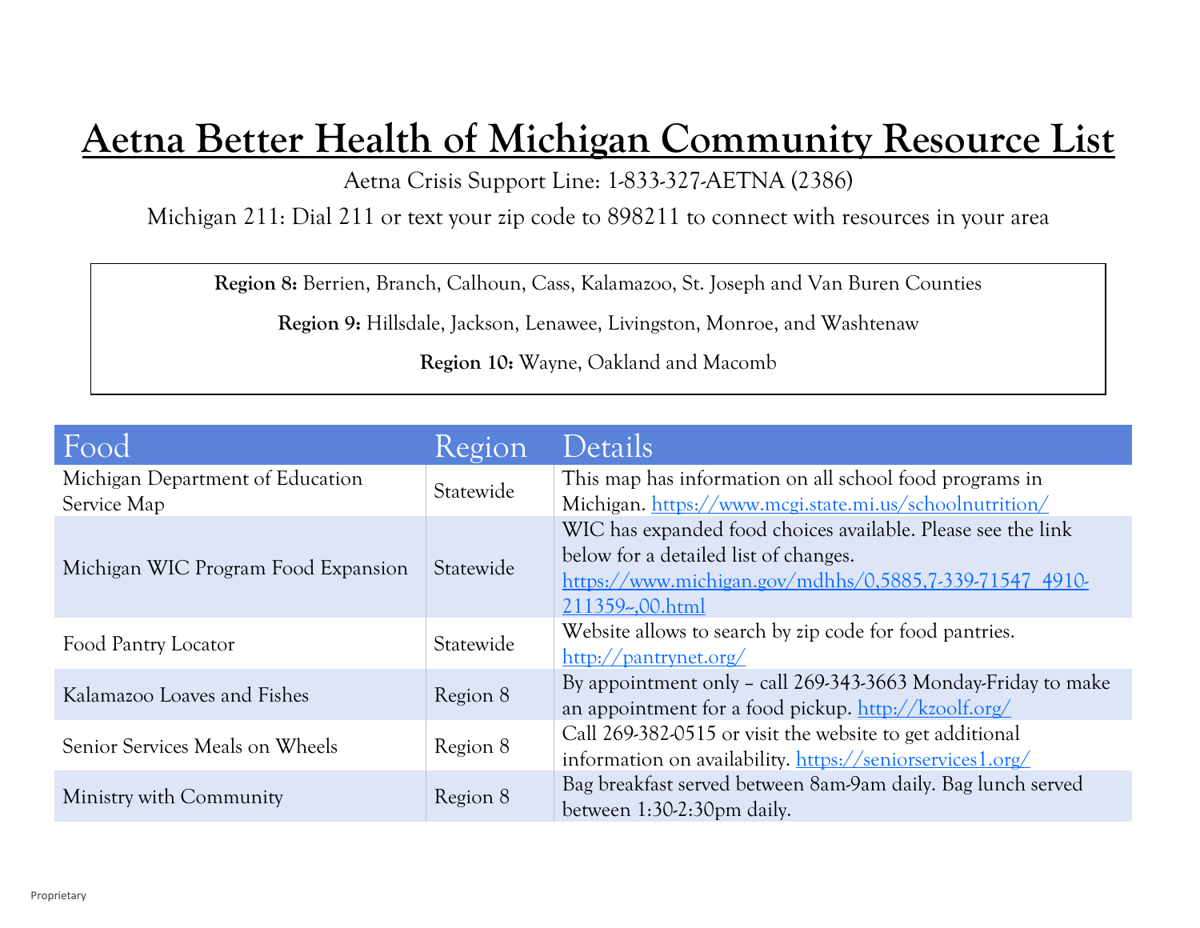# Aetna Better Health of Michigan Community Resource List

Aetna Crisis Support Line: 1-833-327-AETNA (2386)

Michigan 211: Dial 211 or text your zip code to 898211 to connect with resources in your area

**Region 8:** Berrien, Branch, Calhoun, Cass, Kalamazoo, St. Joseph and Van Buren Counties

**Region 9:** Hillsdale, Jackson, Lenawee, Livingston, Monroe, and Washtenaw

**Region 10:** Wayne, Oakland and Macomb

| Food | Region | Details |
|---|---|---|
| Michigan Department of Education Service Map | Statewide | This map has information on all school food programs in Michigan. https://www.mcgi.state.mi.us/schoolnutrition/ |
| Michigan WIC Program Food Expansion | Statewide | WIC has expanded food choices available. Please see the link below for a detailed list of changes. https://www.michigan.gov/mdhhs/0,5885,7-339-71547_4910-211359--,00.html |
| Food Pantry Locator | Statewide | Website allows to search by zip code for food pantries. http://pantrynet.org/ |
| Kalamazoo Loaves and Fishes | Region 8 | By appointment only – call 269-343-3663 Monday-Friday to make an appointment for a food pickup. http://kzoolf.org/ |
| Senior Services Meals on Wheels | Region 8 | Call 269-382-0515 or visit the website to get additional information on availability. https://seniorservices1.org/ |
| Ministry with Community | Region 8 | Bag breakfast served between 8am-9am daily. Bag lunch served between 1:30-2:30pm daily. |

Proprietary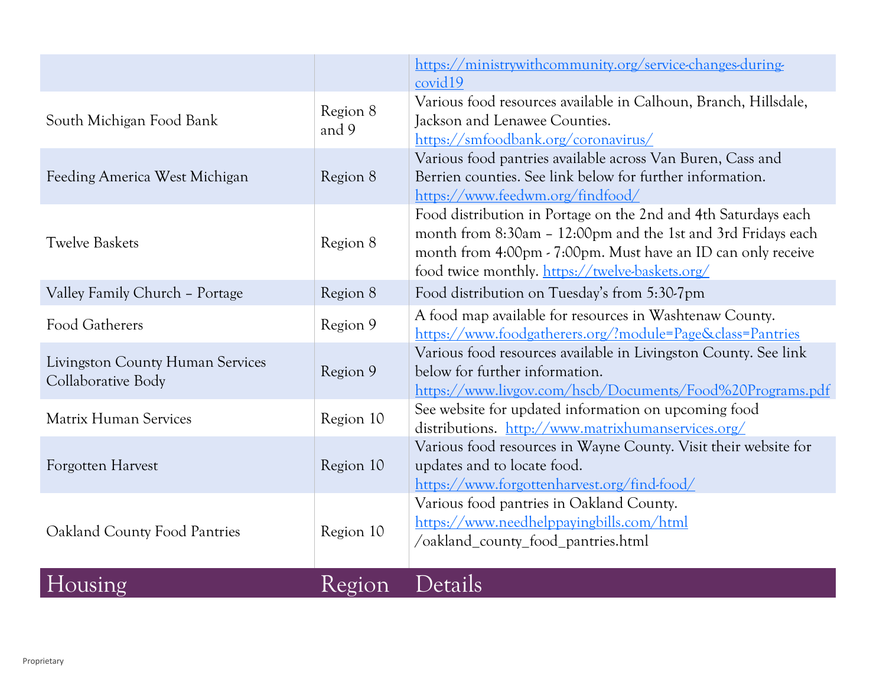| | | |
|---|---|---|
| | | https://ministrywithcommunity.org/service-changes-during-covid19 |
| South Michigan Food Bank | Region 8 and 9 | Various food resources available in Calhoun, Branch, Hillsdale, Jackson and Lenawee Counties. https://smfoodbank.org/coronavirus/ |
| Feeding America West Michigan | Region 8 | Various food pantries available across Van Buren, Cass and Berrien counties. See link below for further information. https://www.feedwm.org/findfood/ |
| Twelve Baskets | Region 8 | Food distribution in Portage on the 2nd and 4th Saturdays each month from 8:30am – 12:00pm and the 1st and 3rd Fridays each month from 4:00pm - 7:00pm. Must have an ID can only receive food twice monthly. https://twelve-baskets.org/ |
| Valley Family Church – Portage | Region 8 | Food distribution on Tuesday's from 5:30-7pm |
| Food Gatherers | Region 9 | A food map available for resources in Washtenaw County. https://www.foodgatherers.org/?module=Page&class=Pantries |
| Livingston County Human Services Collaborative Body | Region 9 | Various food resources available in Livingston County. See link below for further information. https://www.livgov.com/hscb/Documents/Food%20Programs.pdf |
| Matrix Human Services | Region 10 | See website for updated information on upcoming food distributions. http://www.matrixhumanservices.org/ |
| Forgotten Harvest | Region 10 | Various food resources in Wayne County. Visit their website for updates and to locate food. https://www.forgottenharvest.org/find-food/ |
| Oakland County Food Pantries | Region 10 | Various food pantries in Oakland County. https://www.needhelppayingbills.com/html/oakland_county_food_pantries.html |

| Housing | Region | Details |
|---|---|---|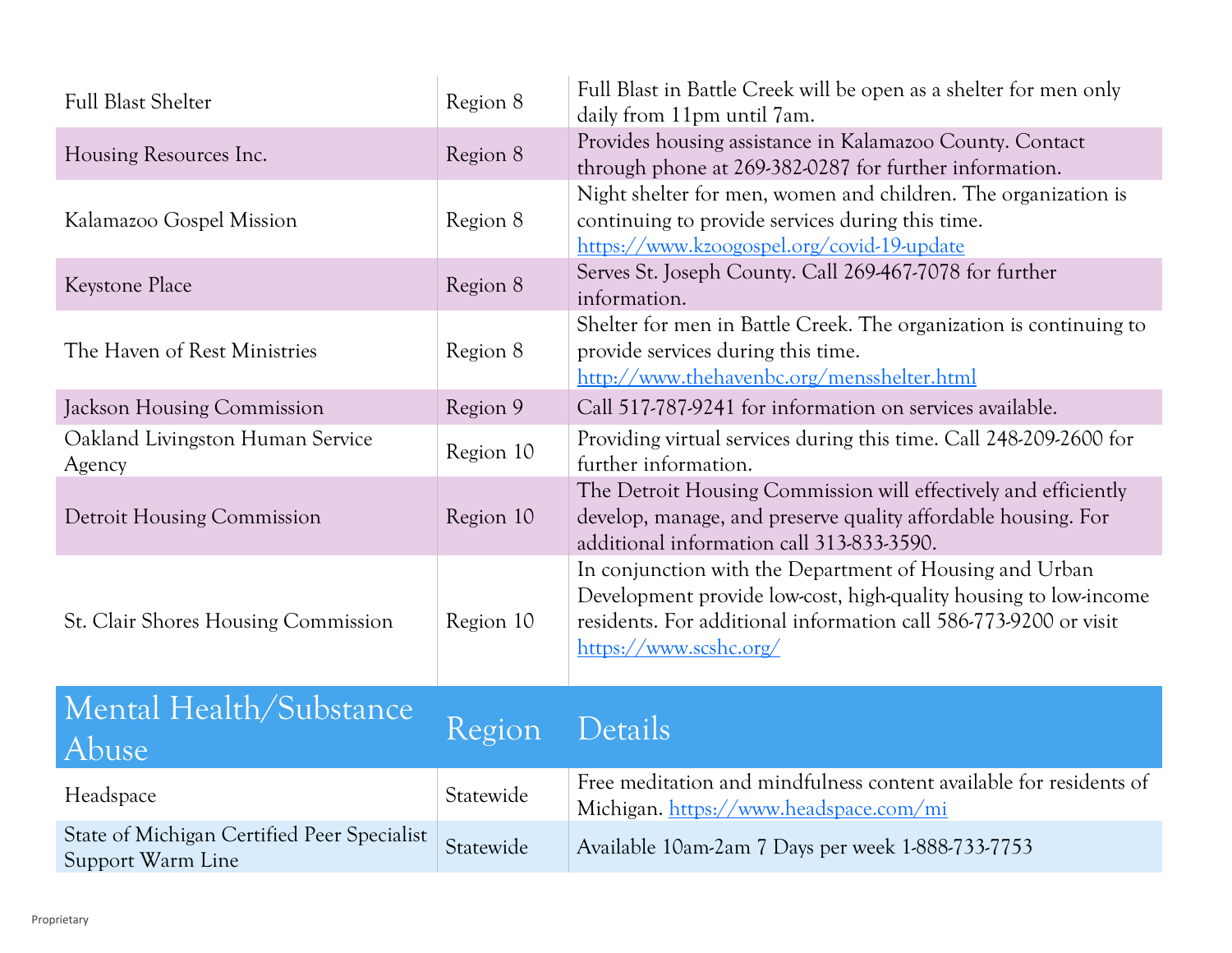| | | |
|---|---|---|
| Full Blast Shelter | Region 8 | Full Blast in Battle Creek will be open as a shelter for men only daily from 11pm until 7am. |
| Housing Resources Inc. | Region 8 | Provides housing assistance in Kalamazoo County. Contact through phone at 269-382-0287 for further information. |
| Kalamazoo Gospel Mission | Region 8 | Night shelter for men, women and children. The organization is continuing to provide services during this time. https://www.kzoogospel.org/covid-19-update |
| Keystone Place | Region 8 | Serves St. Joseph County. Call 269-467-7078 for further information. |
| The Haven of Rest Ministries | Region 8 | Shelter for men in Battle Creek. The organization is continuing to provide services during this time. http://www.thehavenbc.org/mensshelter.html |
| Jackson Housing Commission | Region 9 | Call 517-787-9241 for information on services available. |
| Oakland Livingston Human Service Agency | Region 10 | Providing virtual services during this time. Call 248-209-2600 for further information. |
| Detroit Housing Commission | Region 10 | The Detroit Housing Commission will effectively and efficiently develop, manage, and preserve quality affordable housing. For additional information call 313-833-3590. |
| St. Clair Shores Housing Commission | Region 10 | In conjunction with the Department of Housing and Urban Development provide low-cost, high-quality housing to low-income residents. For additional information call 586-773-9200 or visit https://www.scshc.org/ |

| Mental Health/Substance Abuse | Region | Details |
|---|---|---|
| Headspace | Statewide | Free meditation and mindfulness content available for residents of Michigan. https://www.headspace.com/mi |
| State of Michigan Certified Peer Specialist Support Warm Line | Statewide | Available 10am-2am 7 Days per week 1-888-733-7753 |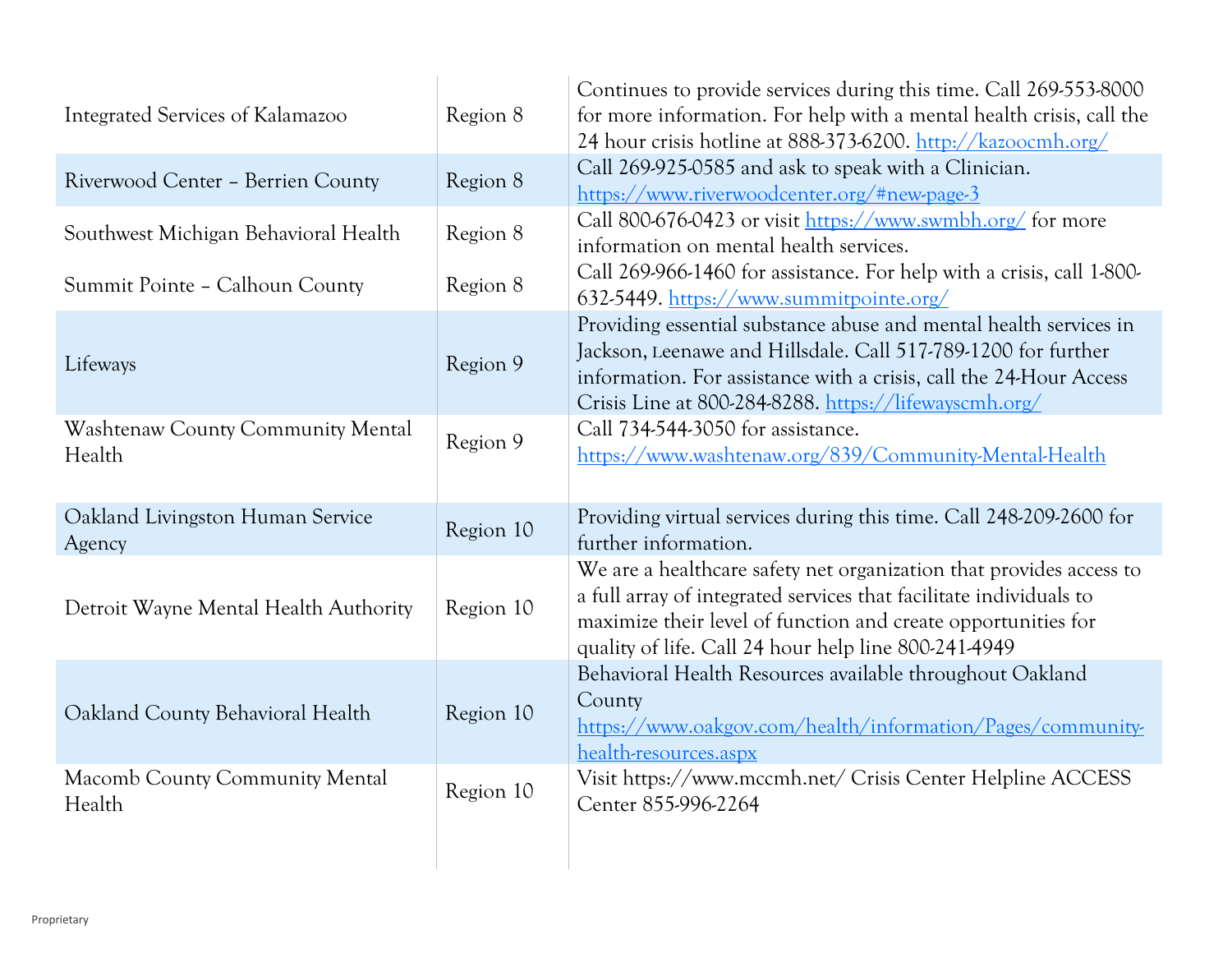| | | |
|---|---|---|
| Integrated Services of Kalamazoo | Region 8 | Continues to provide services during this time. Call 269-553-8000 for more information. For help with a mental health crisis, call the 24 hour crisis hotline at 888-373-6200. http://kazoocmh.org/ |
| Riverwood Center – Berrien County | Region 8 | Call 269-925-0585 and ask to speak with a Clinician. https://www.riverwoodcenter.org/#new-page-3 |
| Southwest Michigan Behavioral Health | Region 8 | Call 800-676-0423 or visit https://www.swmbh.org/ for more information on mental health services. |
| Summit Pointe – Calhoun County | Region 8 | Call 269-966-1460 for assistance. For help with a crisis, call 1-800-632-5449. https://www.summitpointe.org/ |
| Lifeways | Region 9 | Providing essential substance abuse and mental health services in Jackson, Leenawe and Hillsdale. Call 517-789-1200 for further information. For assistance with a crisis, call the 24-Hour Access Crisis Line at 800-284-8288. https://lifewayscmh.org/ |
| Washtenaw County Community Mental Health | Region 9 | Call 734-544-3050 for assistance. https://www.washtenaw.org/839/Community-Mental-Health |
| Oakland Livingston Human Service Agency | Region 10 | Providing virtual services during this time. Call 248-209-2600 for further information. |
| Detroit Wayne Mental Health Authority | Region 10 | We are a healthcare safety net organization that provides access to a full array of integrated services that facilitate individuals to maximize their level of function and create opportunities for quality of life. Call 24 hour help line 800-241-4949 |
| Oakland County Behavioral Health | Region 10 | Behavioral Health Resources available throughout Oakland County https://www.oakgov.com/health/information/Pages/community-health-resources.aspx |
| Macomb County Community Mental Health | Region 10 | Visit https://www.mccmh.net/ Crisis Center Helpline ACCESS Center 855-996-2264 |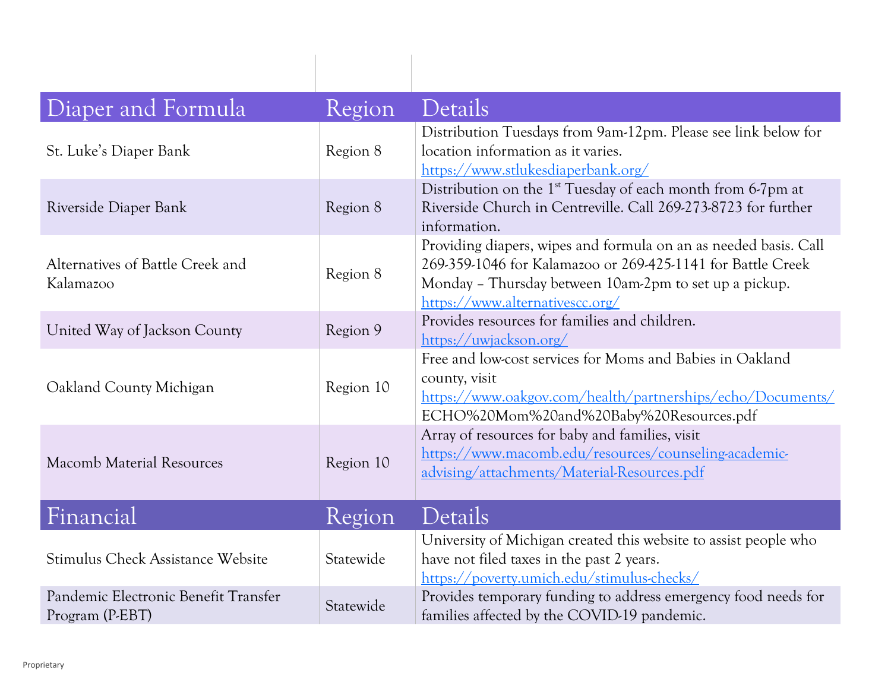| Diaper and Formula | Region | Details |
|---|---|---|
| St. Luke's Diaper Bank | Region 8 | Distribution Tuesdays from 9am-12pm. Please see link below for location information as it varies. https://www.stlukesdiaperbank.org/ |
| Riverside Diaper Bank | Region 8 | Distribution on the 1st Tuesday of each month from 6-7pm at Riverside Church in Centreville. Call 269-273-8723 for further information. |
| Alternatives of Battle Creek and Kalamazoo | Region 8 | Providing diapers, wipes and formula on an as needed basis. Call 269-359-1046 for Kalamazoo or 269-425-1141 for Battle Creek Monday – Thursday between 10am-2pm to set up a pickup. https://www.alternativescc.org/ |
| United Way of Jackson County | Region 9 | Provides resources for families and children. https://uwjackson.org/ |
| Oakland County Michigan | Region 10 | Free and low-cost services for Moms and Babies in Oakland county, visit https://www.oakgov.com/health/partnerships/echo/Documents/ECHO%20Mom%20and%20Baby%20Resources.pdf |
| Macomb Material Resources | Region 10 | Array of resources for baby and families, visit https://www.macomb.edu/resources/counseling-academic-advising/attachments/Material-Resources.pdf |

| Financial | Region | Details |
|---|---|---|
| Stimulus Check Assistance Website | Statewide | University of Michigan created this website to assist people who have not filed taxes in the past 2 years. https://poverty.umich.edu/stimulus-checks/ |
| Pandemic Electronic Benefit Transfer Program (P-EBT) | Statewide | Provides temporary funding to address emergency food needs for families affected by the COVID-19 pandemic. |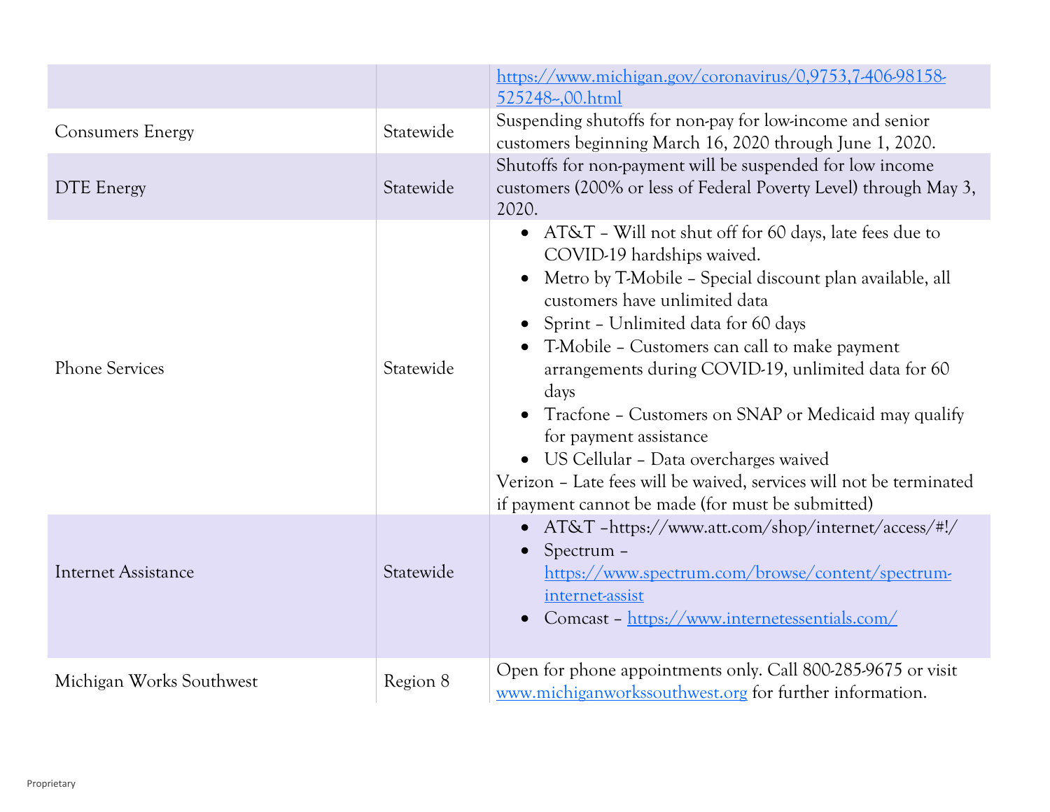| | | |
|---|---|---|
| | | https://www.michigan.gov/coronavirus/0,9753,7-406-98158-525248--,00.html |
| Consumers Energy | Statewide | Suspending shutoffs for non-pay for low-income and senior customers beginning March 16, 2020 through June 1, 2020. |
| DTE Energy | Statewide | Shutoffs for non-payment will be suspended for low income customers (200% or less of Federal Poverty Level) through May 3, 2020. |
| Phone Services | Statewide | • AT&T – Will not shut off for 60 days, late fees due to COVID-19 hardships waived.<br>• Metro by T-Mobile – Special discount plan available, all customers have unlimited data<br>• Sprint – Unlimited data for 60 days<br>• T-Mobile – Customers can call to make payment arrangements during COVID-19, unlimited data for 60 days<br>• Tracfone – Customers on SNAP or Medicaid may qualify for payment assistance<br>• US Cellular – Data overcharges waived<br>Verizon – Late fees will be waived, services will not be terminated if payment cannot be made (for must be submitted) |
| Internet Assistance | Statewide | • AT&T –https://www.att.com/shop/internet/access/#!/<br>• Spectrum – https://www.spectrum.com/browse/content/spectrum-internet-assist<br>• Comcast – https://www.internetessentials.com/ |
| Michigan Works Southwest | Region 8 | Open for phone appointments only. Call 800-285-9675 or visit www.michiganworkssouthwest.org for further information. |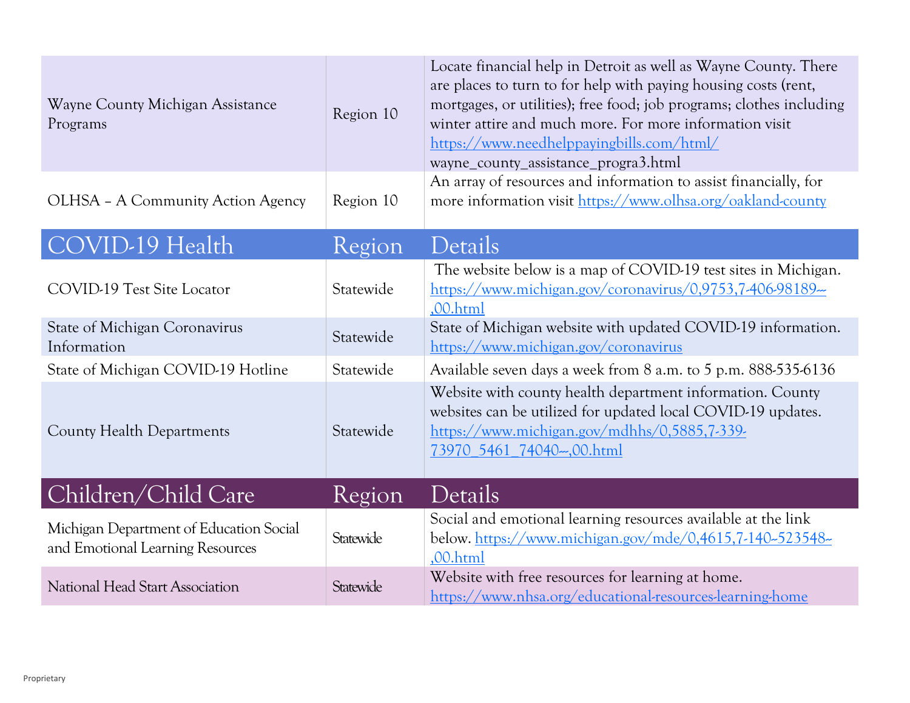| | | |
|---|---|---|
| Wayne County Michigan Assistance Programs | Region 10 | Locate financial help in Detroit as well as Wayne County. There are places to turn to for help with paying housing costs (rent, mortgages, or utilities); free food; job programs; clothes including winter attire and much more. For more information visit https://www.needhelppayingbills.com/html/ wayne_county_assistance_progra3.html |
| OLHSA – A Community Action Agency | Region 10 | An array of resources and information to assist financially, for more information visit https://www.olhsa.org/oakland-county |

| COVID-19 Health | Region | Details |
|---|---|---|
| COVID-19 Test Site Locator | Statewide | The website below is a map of COVID-19 test sites in Michigan. https://www.michigan.gov/coronavirus/0,9753,7-406-98189---,00.html |
| State of Michigan Coronavirus Information | Statewide | State of Michigan website with updated COVID-19 information. https://www.michigan.gov/coronavirus |
| State of Michigan COVID-19 Hotline | Statewide | Available seven days a week from 8 a.m. to 5 p.m. 888-535-6136 |
| County Health Departments | Statewide | Website with county health department information. County websites can be utilized for updated local COVID-19 updates. https://www.michigan.gov/mdhhs/0,5885,7-339-73970_5461_74040---,00.html |

| Children/Child Care | Region | Details |
|---|---|---|
| Michigan Department of Education Social and Emotional Learning Resources | Statewide | Social and emotional learning resources available at the link below. https://www.michigan.gov/mde/0,4615,7-140--523548--,00.html |
| National Head Start Association | Statewide | Website with free resources for learning at home. https://www.nhsa.org/educational-resources-learning-home |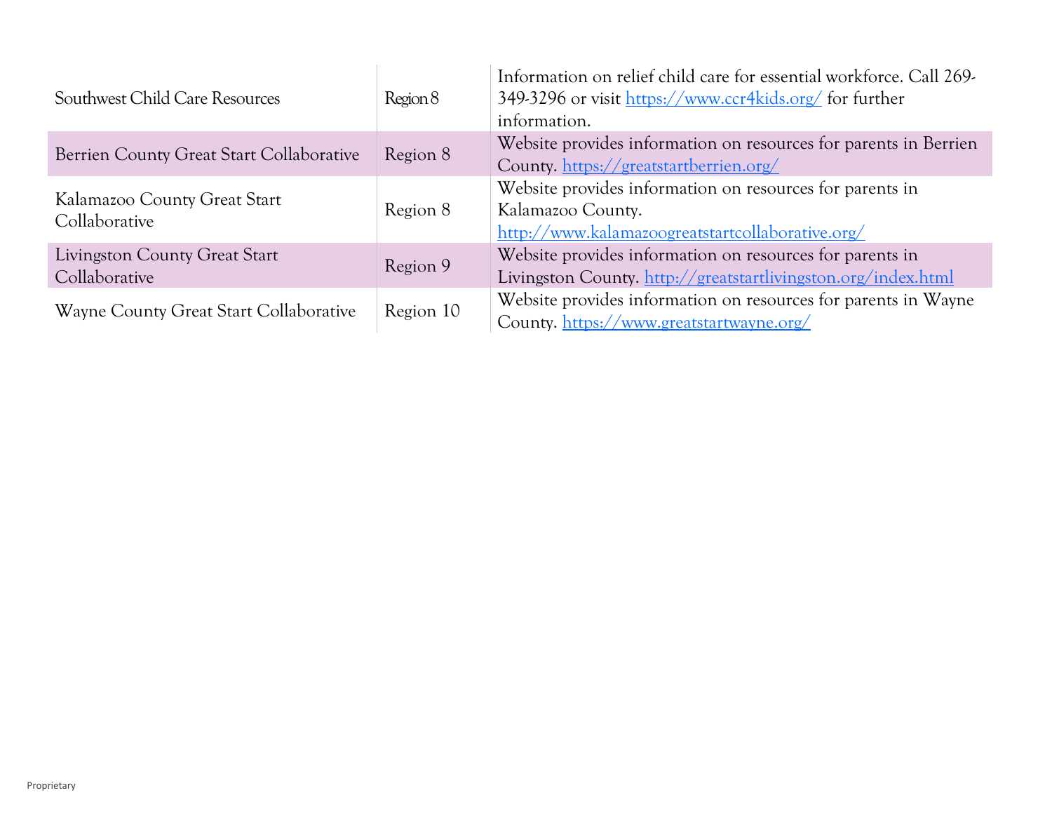| | | |
|---|---|---|
| Southwest Child Care Resources | Region 8 | Information on relief child care for essential workforce. Call 269-349-3296 or visit https://www.ccr4kids.org/ for further information. |
| Berrien County Great Start Collaborative | Region 8 | Website provides information on resources for parents in Berrien County. https://greatstartberrien.org/ |
| Kalamazoo County Great Start Collaborative | Region 8 | Website provides information on resources for parents in Kalamazoo County. http://www.kalamazoogreatstartcollaborative.org/ |
| Livingston County Great Start Collaborative | Region 9 | Website provides information on resources for parents in Livingston County. http://greatstartlivingston.org/index.html |
| Wayne County Great Start Collaborative | Region 10 | Website provides information on resources for parents in Wayne County. https://www.greatstartwayne.org/ |